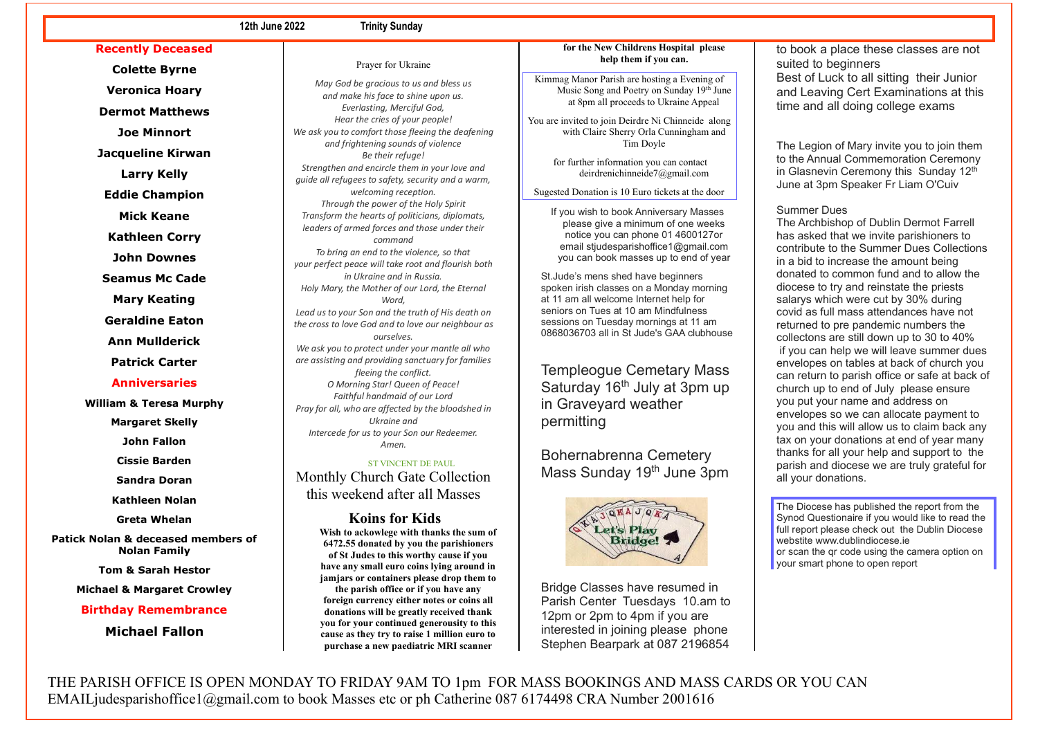12th June 2022 Trinity Sunday

## Recently Deceased

**Colette Byrne**

**Veronica Hoary**

**Dermot Matthews**

**Joe Minnort**

**Jacqueline Kirwan**

**Larry Kelly**

**Eddie Champion**

**Mick Keane**

**Kathleen Corry**

**John Downes**

**Seamus Mc Cade**

**Mary Keating**

**Geraldine Eaton**

**Ann Mullderick**

**Patrick Carter**

## Anniversaries

**William & Teresa Murphy**

**Margaret Skelly**

**John Fallon**

**Cissie Barden**

**Sandra Doran**

**Kathleen Nolan**

**Greta Whelan**

**Patick Nolan & deceased members of Nolan Family**

**Tom & Sarah Hestor**

**Michael & Margaret Crowley**

## Birthday Remembrance

**Michael Fallon**

Prayer for Ukraine

*May God be gracious to us and bless us*
*and make his face to shine upon us.*
*Everlasting, Merciful God,*
*Hear the cries of your people!*
*We ask you to comfort those fleeing the deafening and frightening sounds of violence*
*Be their refuge!*
*Strengthen and encircle them in your love and guide all refugees to safety, security and a warm, welcoming reception.*
*Through the power of the Holy Spirit*
*Transform the hearts of politicians, diplomats, leaders of armed forces and those under their command*
*To bring an end to the violence, so that*
*your perfect peace will take root and flourish both in Ukraine and in Russia.*
*Holy Mary, the Mother of our Lord, the Eternal Word,*
*Lead us to your Son and the truth of His death on the cross to love God and to love our neighbour as ourselves.*
*We ask you to protect under your mantle all who are assisting and providing sanctuary for families fleeing the conflict.*
*O Morning Star! Queen of Peace!*
*Faithful handmaid of our Lord*
*Pray for all, who are affected by the bloodshed in Ukraine and*
*Intercede for us to your Son our Redeemer.*
*Amen.*

ST VINCENT DE PAUL

Monthly Church Gate Collection this weekend after all Masses

## Koins for Kids

**Wish to ackowlege with thanks the sum of 6472.55 donated by you the parishioners of St Judes to this worthy cause if you have any small euro coins lying around in jamjars or containers please drop them to the parish office or if you have any foreign currency either notes or coins all donations will be greatly received thank you for your continued generousity to this cause as they try to raise 1 million euro to purchase a new paediatric MRI scanner for the New Childrens Hospital please help them if you can.**

Kimmag Manor Parish are hosting a Evening of Music Song and Poetry on Sunday 19th June at 8pm all proceeds to Ukraine Appeal

You are invited to join Deirdre Ni Chinneide along with Claire Sherry Orla Cunningham and Tim Doyle

for further information you can contact deirdrenichinneide7@gmail.com

Sugested Donation is 10 Euro tickets at the door

If you wish to book Anniversary Masses please give a minimum of one weeks notice you can phone 01 4600127or email stjudesparishoffice1@gmail.com you can book masses up to end of year

St.Jude's mens shed have beginners spoken irish classes on a Monday morning at 11 am all welcome Internet help for seniors on Tues at 10 am Mindfulness sessions on Tuesday mornings at 11 am 0868036703 all in St Jude's GAA clubhouse

Templeogue Cemetary Mass Saturday 16th July at 3pm up in Graveyard weather permitting

Bohernabrenna Cemetery Mass Sunday 19th June 3pm

Let's Play Bridge!

Bridge Classes have resumed in Parish Center Tuesdays 10.am to 12pm or 2pm to 4pm if you are interested in joining please phone Stephen Bearpark at 087 2196854 to book a place these classes are not suited to beginners

Best of Luck to all sitting their Junior and Leaving Cert Examinations at this time and all doing college exams

The Legion of Mary invite you to join them to the Annual Commemoration Ceremony in Glasnevin Ceremony this Sunday 12th June at 3pm Speaker Fr Liam O'Cuiv

Summer Dues

The Archbishop of Dublin Dermot Farrell has asked that we invite parishioners to contribute to the Summer Dues Collections in a bid to increase the amount being donated to common fund and to allow the diocese to try and reinstate the priests salarys which were cut by 30% during covid as full mass attendances have not returned to pre pandemic numbers the collectons are still down up to 30 to 40% if you can help we will leave summer dues envelopes on tables at back of church you can return to parish office or safe at back of church up to end of July please ensure you put your name and address on envelopes so we can allocate payment to you and this will allow us to claim back any tax on your donations at end of year many thanks for all your help and support to the parish and diocese we are truly grateful for all your donations.

The Diocese has published the report from the Synod Questionaire if you would like to read the full report please check out the Dublin Diocese webstite www.dublindiocese.ie
or scan the qr code using the camera option on your smart phone to open report

THE PARISH OFFICE IS OPEN MONDAY TO FRIDAY 9AM TO 1pm FOR MASS BOOKINGS AND MASS CARDS OR YOU CAN EMAILjudesparishoffice1@gmail.com to book Masses etc or ph Catherine 087 6174498 CRA Number 2001616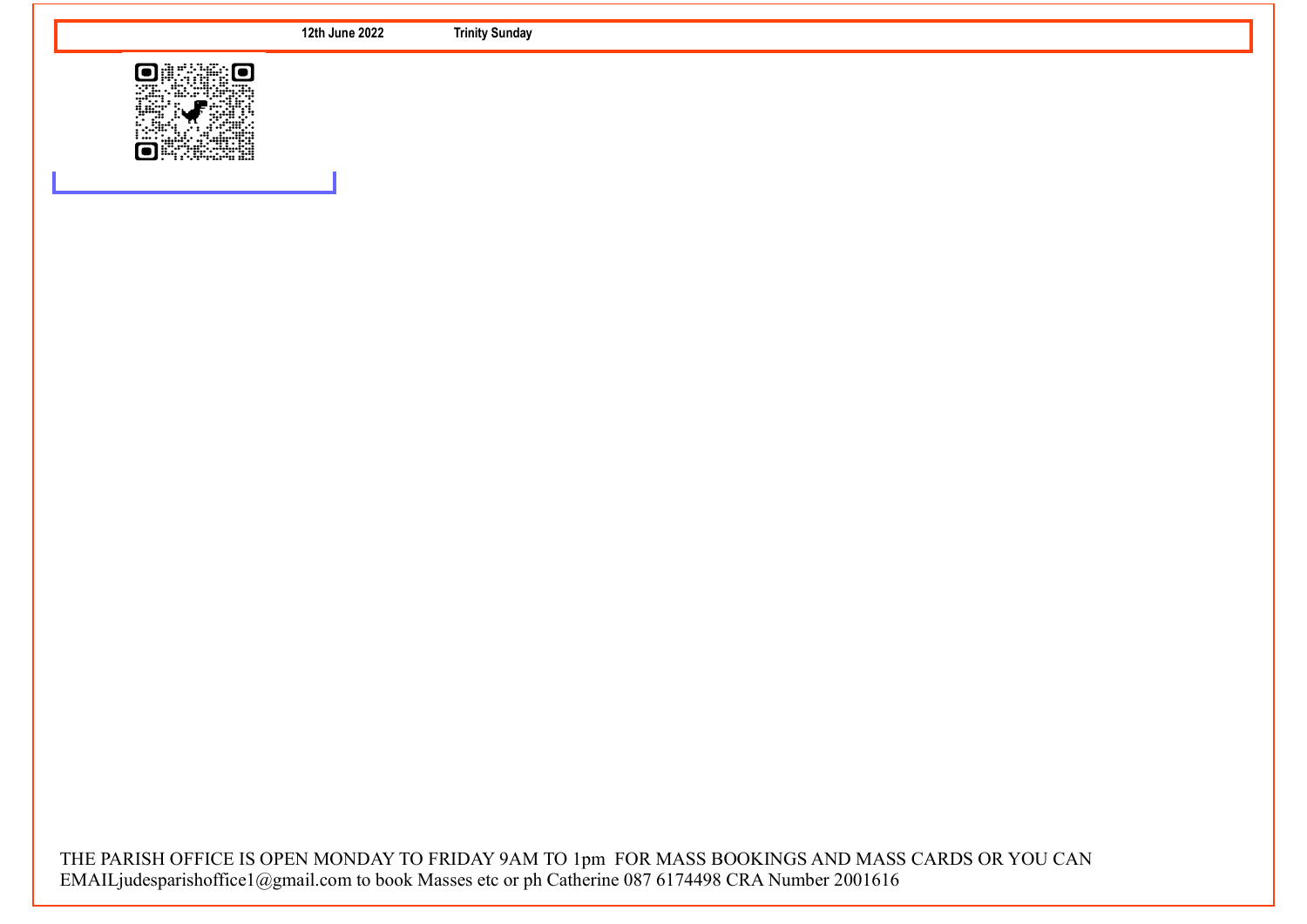12th June 2022 Trinity Sunday

THE PARISH OFFICE IS OPEN MONDAY TO FRIDAY 9AM TO 1pm FOR MASS BOOKINGS AND MASS CARDS OR YOU CAN EMAILjudesparishoffice1@gmail.com to book Masses etc or ph Catherine 087 6174498 CRA Number 2001616